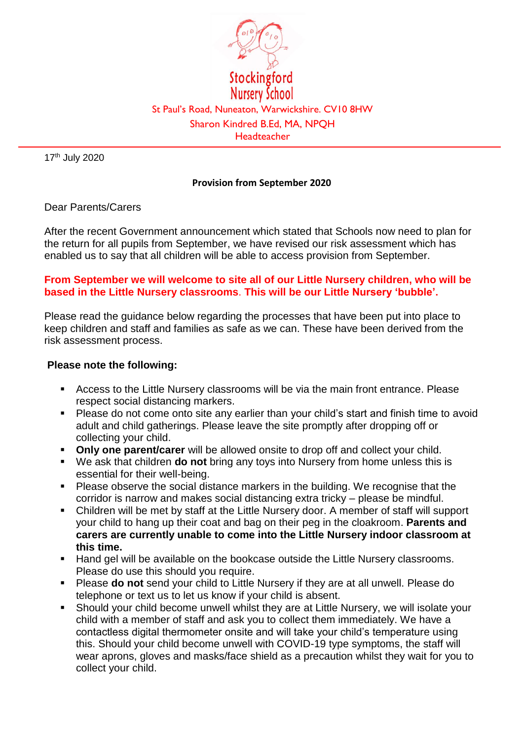Stockingford Nursery School

St Paul's Road, Nuneaton, Warwickshire. CV10 8HW

Sharon Kindred B.Ed, MA, NPQH

Headteacher

17th July 2020

**Provision from September 2020**

Dear Parents/Carers

After the recent Government announcement which stated that Schools now need to plan for the return for all pupils from September, we have revised our risk assessment which has enabled us to say that all children will be able to access provision from September.

**From September we will welcome to site all of our Little Nursery children, who will be based in the Little Nursery classrooms. This will be our Little Nursery 'bubble'.**

Please read the guidance below regarding the processes that have been put into place to keep children and staff and families as safe as we can. These have been derived from the risk assessment process.

**Please note the following:**

- Access to the Little Nursery classrooms will be via the main front entrance. Please respect social distancing markers.
- Please do not come onto site any earlier than your child's start and finish time to avoid adult and child gatherings. Please leave the site promptly after dropping off or collecting your child.
- **Only one parent/carer** will be allowed onsite to drop off and collect your child.
- We ask that children **do not** bring any toys into Nursery from home unless this is essential for their well-being.
- Please observe the social distance markers in the building. We recognise that the corridor is narrow and makes social distancing extra tricky – please be mindful.
- Children will be met by staff at the Little Nursery door. A member of staff will support your child to hang up their coat and bag on their peg in the cloakroom. **Parents and carers are currently unable to come into the Little Nursery indoor classroom at this time.**
- Hand gel will be available on the bookcase outside the Little Nursery classrooms. Please do use this should you require.
- Please **do not** send your child to Little Nursery if they are at all unwell. Please do telephone or text us to let us know if your child is absent.
- Should your child become unwell whilst they are at Little Nursery, we will isolate your child with a member of staff and ask you to collect them immediately. We have a contactless digital thermometer onsite and will take your child's temperature using this. Should your child become unwell with COVID-19 type symptoms, the staff will wear aprons, gloves and masks/face shield as a precaution whilst they wait for you to collect your child.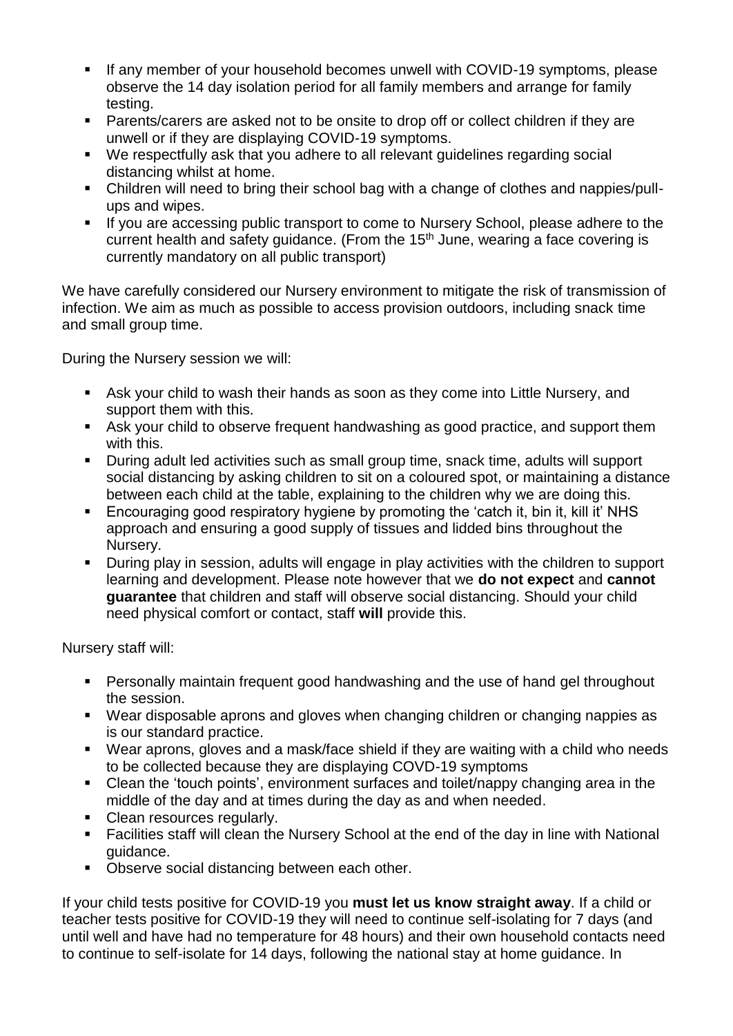- If any member of your household becomes unwell with COVID-19 symptoms, please observe the 14 day isolation period for all family members and arrange for family testing.
- Parents/carers are asked not to be onsite to drop off or collect children if they are unwell or if they are displaying COVID-19 symptoms.
- We respectfully ask that you adhere to all relevant guidelines regarding social distancing whilst at home.
- Children will need to bring their school bag with a change of clothes and nappies/pull-ups and wipes.
- If you are accessing public transport to come to Nursery School, please adhere to the current health and safety guidance. (From the 15th June, wearing a face covering is currently mandatory on all public transport)

We have carefully considered our Nursery environment to mitigate the risk of transmission of infection. We aim as much as possible to access provision outdoors, including snack time and small group time.

During the Nursery session we will:

- Ask your child to wash their hands as soon as they come into Little Nursery, and support them with this.
- Ask your child to observe frequent handwashing as good practice, and support them with this.
- During adult led activities such as small group time, snack time, adults will support social distancing by asking children to sit on a coloured spot, or maintaining a distance between each child at the table, explaining to the children why we are doing this.
- Encouraging good respiratory hygiene by promoting the 'catch it, bin it, kill it' NHS approach and ensuring a good supply of tissues and lidded bins throughout the Nursery.
- During play in session, adults will engage in play activities with the children to support learning and development. Please note however that we **do not expect** and **cannot guarantee** that children and staff will observe social distancing. Should your child need physical comfort or contact, staff **will** provide this.

Nursery staff will:

- Personally maintain frequent good handwashing and the use of hand gel throughout the session.
- Wear disposable aprons and gloves when changing children or changing nappies as is our standard practice.
- Wear aprons, gloves and a mask/face shield if they are waiting with a child who needs to be collected because they are displaying COVD-19 symptoms
- Clean the 'touch points', environment surfaces and toilet/nappy changing area in the middle of the day and at times during the day as and when needed.
- Clean resources regularly.
- Facilities staff will clean the Nursery School at the end of the day in line with National guidance.
- Observe social distancing between each other.

If your child tests positive for COVID-19 you **must let us know straight away**. If a child or teacher tests positive for COVID-19 they will need to continue self-isolating for 7 days (and until well and have had no temperature for 48 hours) and their own household contacts need to continue to self-isolate for 14 days, following the national stay at home guidance. In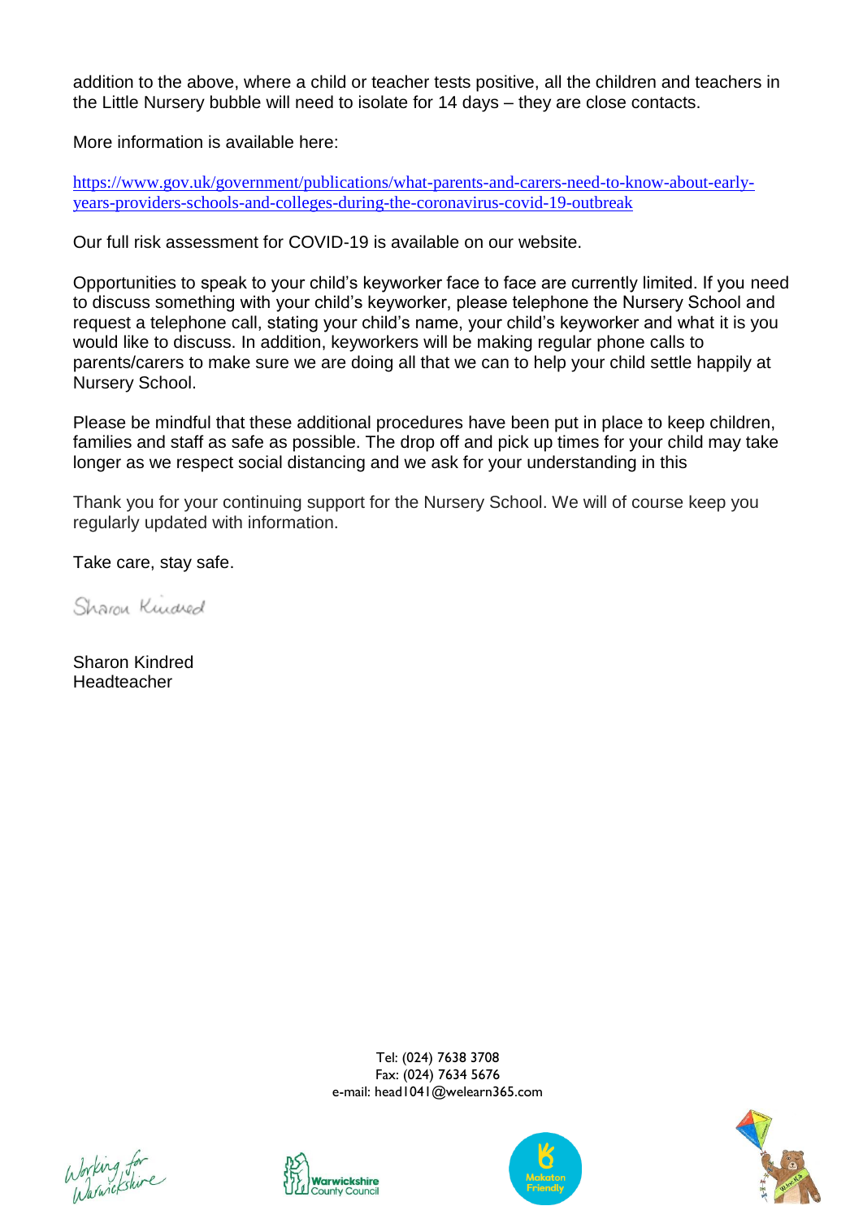addition to the above, where a child or teacher tests positive, all the children and teachers in the Little Nursery bubble will need to isolate for 14 days – they are close contacts.

More information is available here:

https://www.gov.uk/government/publications/what-parents-and-carers-need-to-know-about-early-years-providers-schools-and-colleges-during-the-coronavirus-covid-19-outbreak

Our full risk assessment for COVID-19 is available on our website.

Opportunities to speak to your child's keyworker face to face are currently limited. If you need to discuss something with your child's keyworker, please telephone the Nursery School and request a telephone call, stating your child's name, your child's keyworker and what it is you would like to discuss. In addition, keyworkers will be making regular phone calls to parents/carers to make sure we are doing all that we can to help your child settle happily at Nursery School.

Please be mindful that these additional procedures have been put in place to keep children, families and staff as safe as possible. The drop off and pick up times for your child may take longer as we respect social distancing and we ask for your understanding in this

Thank you for your continuing support for the Nursery School. We will of course keep you regularly updated with information.

Take care, stay safe.

Sharon Kindred

Sharon Kindred
Headteacher

Tel: (024) 7638 3708
Fax: (024) 7634 5676
e-mail: head1041@welearn365.com

Working for Warwickshire

Warwickshire County Council

Makaton Friendly